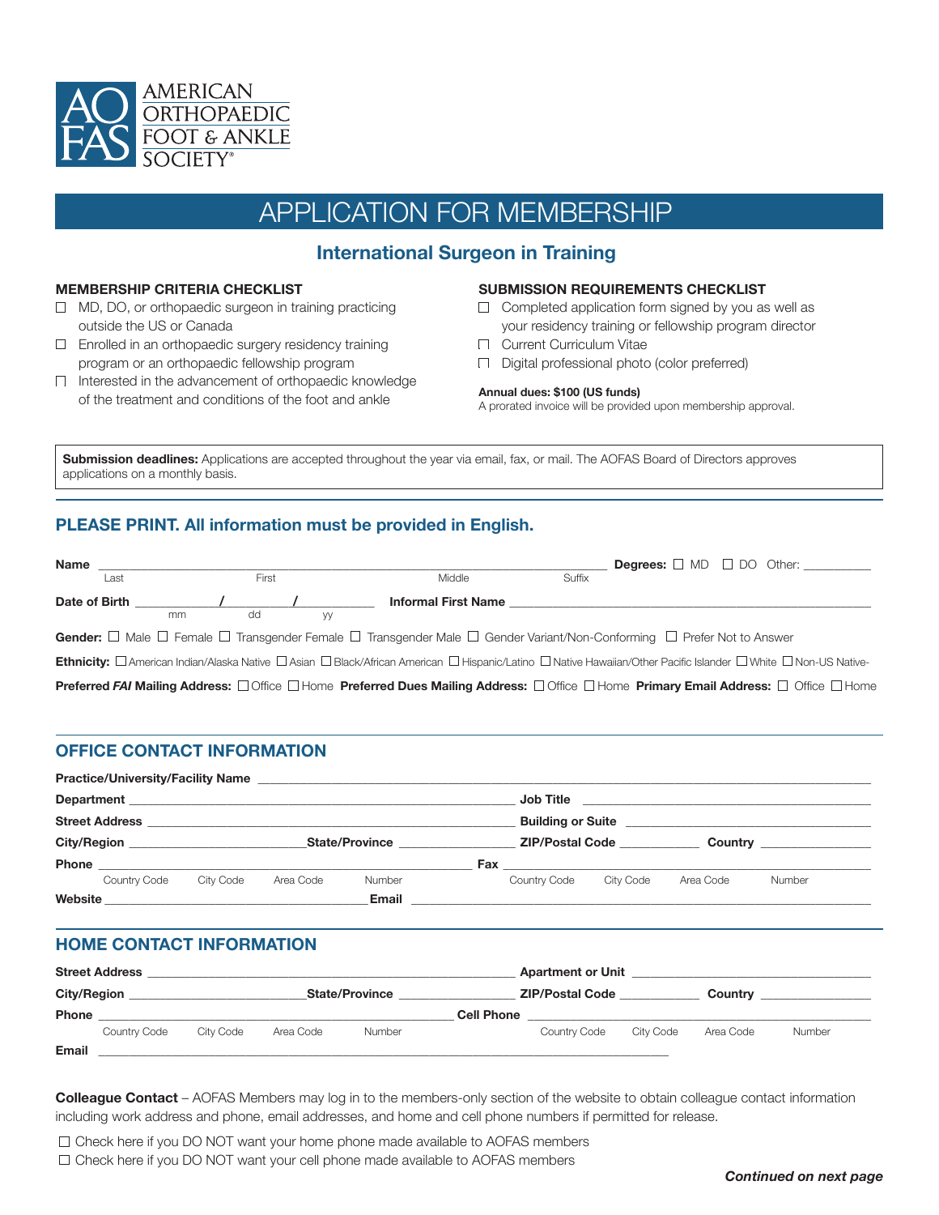AMERICAN ORTHOPAEDIC FOOT & ANKLE SOCIETY®

# APPLICATION FOR MEMBERSHIP

## International Surgeon in Training

### MEMBERSHIP CRITERIA CHECKLIST

- ☐ MD, DO, or orthopaedic surgeon in training practicing outside the US or Canada
- ☐ Enrolled in an orthopaedic surgery residency training program or an orthopaedic fellowship program
- ☐ Interested in the advancement of orthopaedic knowledge of the treatment and conditions of the foot and ankle

### SUBMISSION REQUIREMENTS CHECKLIST

- ☐ Completed application form signed by you as well as your residency training or fellowship program director
- ☐ Current Curriculum Vitae
- ☐ Digital professional photo (color preferred)

**Annual dues: $100 (US funds)**
A prorated invoice will be provided upon membership approval.

**Submission deadlines:** Applications are accepted throughout the year via email, fax, or mail. The AOFAS Board of Directors approves applications on a monthly basis.

## PLEASE PRINT. All information must be provided in English.

**Name** ____________________________________________ **Degrees:** ☐ MD ☐ DO Other: __________
Last First Middle Suffix

**Date of Birth** _____ / _____ / _____ **Informal First Name** ______________________________
mm dd yy

**Gender:** ☐ Male ☐ Female ☐ Transgender Female ☐ Transgender Male ☐ Gender Variant/Non-Conforming ☐ Prefer Not to Answer

**Ethnicity:** ☐ American Indian/Alaska Native ☐ Asian ☐ Black/African American ☐ Hispanic/Latino ☐ Native Hawaiian/Other Pacific Islander ☐ White ☐ Non-US Native-

**Preferred *FAI* Mailing Address:** ☐ Office ☐ Home **Preferred Dues Mailing Address:** ☐ Office ☐ Home **Primary Email Address:** ☐ Office ☐ Home

## OFFICE CONTACT INFORMATION

**Practice/University/Facility Name** ______________________________________________

**Department** ______________________________ **Job Title** ______________________________

**Street Address** ______________________________ **Building or Suite** ______________________________

**City/Region** ______________ **State/Province** ______________ **ZIP/Postal Code** ______________ **Country** ______________

**Phone** ______________________________ **Fax** ______________________________
Country Code City Code Area Code Number Country Code City Code Area Code Number

**Website** ______________________________ **Email** ______________________________

## HOME CONTACT INFORMATION

**Street Address** ______________________________ **Apartment or Unit** ______________________________

**City/Region** ______________ **State/Province** ______________ **ZIP/Postal Code** ______________ **Country** ______________

**Phone** ______________________________ **Cell Phone** ______________________________
Country Code City Code Area Code Number Country Code City Code Area Code Number

**Email** ______________________________________________

**Colleague Contact** – AOFAS Members may log in to the members-only section of the website to obtain colleague contact information including work address and phone, email addresses, and home and cell phone numbers if permitted for release.

- ☐ Check here if you DO NOT want your home phone made available to AOFAS members
- ☐ Check here if you DO NOT want your cell phone made available to AOFAS members

***Continued on next page***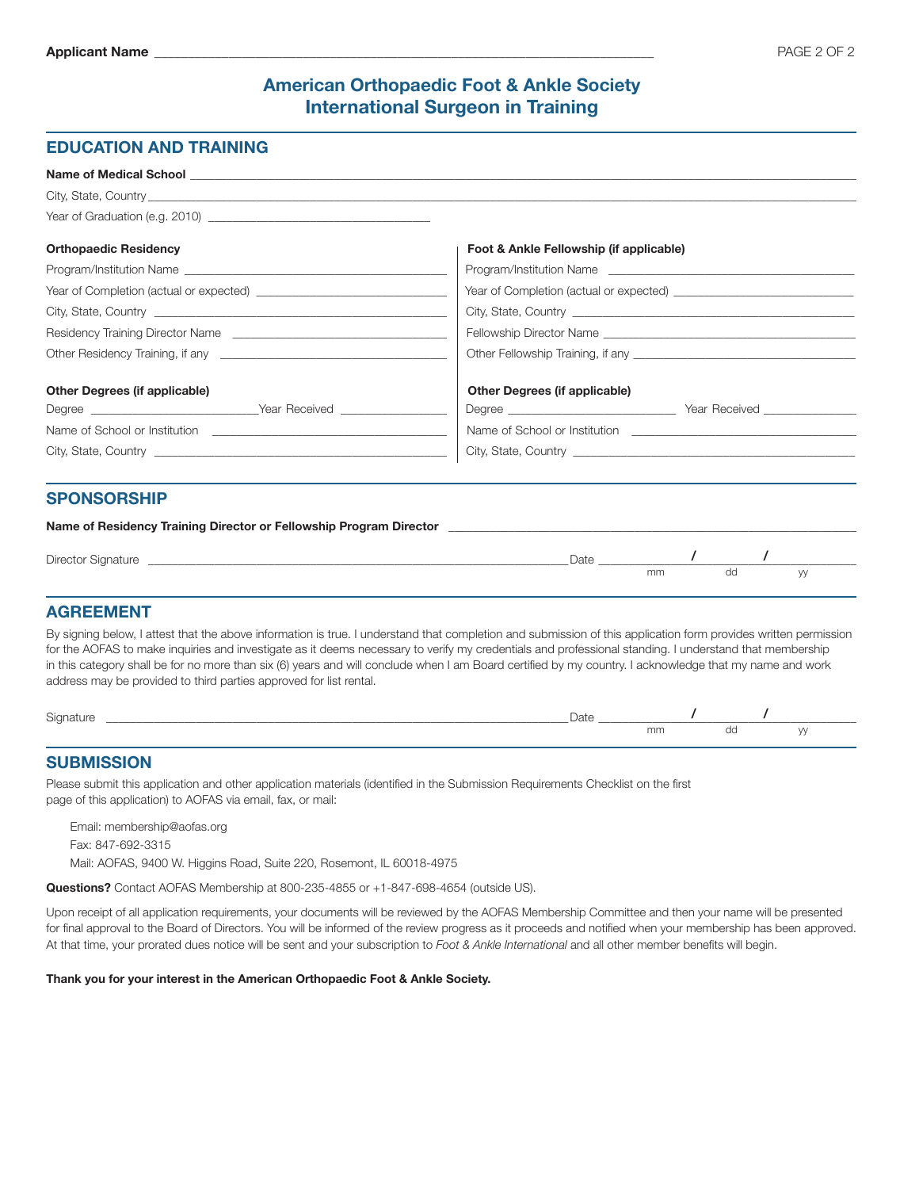Applicant Name ________________________________________________

# American Orthopaedic Foot & Ankle Society
# International Surgeon in Training

## EDUCATION AND TRAINING

**Name of Medical School** ________________________________________________

City, State, Country ________________________________________________

Year of Graduation (e.g. 2010) ____________________________

### Orthopaedic Residency

Program/Institution Name ____________________________

Year of Completion (actual or expected) ____________________________

City, State, Country ____________________________

Residency Training Director Name ____________________________

Other Residency Training, if any ____________________________

### Other Degrees (if applicable)

Degree ____________________ Year Received ______________

Name of School or Institution ____________________________

City, State, Country ____________________________

### Foot & Ankle Fellowship (if applicable)

Program/Institution Name ____________________________

Year of Completion (actual or expected) ____________________________

City, State, Country ____________________________

Fellowship Director Name ____________________________

Other Fellowship Training, if any ____________________________

### Other Degrees (if applicable)

Degree ____________________ Year Received ______________

Name of School or Institution ____________________________

City, State, Country ____________________________

## SPONSORSHIP

**Name of Residency Training Director or Fellowship Program Director** ____________________________

Director Signature ________________________________________ Date ______ / ______ / ______ (mm / dd / yy)

## AGREEMENT

By signing below, I attest that the above information is true. I understand that completion and submission of this application form provides written permission for the AOFAS to make inquiries and investigate as it deems necessary to verify my credentials and professional standing. I understand that membership in this category shall be for no more than six (6) years and will conclude when I am Board certified by my country. I acknowledge that my name and work address may be provided to third parties approved for list rental.

Signature ________________________________________ Date ______ / ______ / ______ (mm / dd / yy)

## SUBMISSION

Please submit this application and other application materials (identified in the Submission Requirements Checklist on the first page of this application) to AOFAS via email, fax, or mail:

Email: membership@aofas.org
Fax: 847-692-3315
Mail: AOFAS, 9400 W. Higgins Road, Suite 220, Rosemont, IL 60018-4975

**Questions?** Contact AOFAS Membership at 800-235-4855 or +1-847-698-4654 (outside US).

Upon receipt of all application requirements, your documents will be reviewed by the AOFAS Membership Committee and then your name will be presented for final approval to the Board of Directors. You will be informed of the review progress as it proceeds and notified when your membership has been approved. At that time, your prorated dues notice will be sent and your subscription to *Foot & Ankle International* and all other member benefits will begin.

**Thank you for your interest in the American Orthopaedic Foot & Ankle Society.**